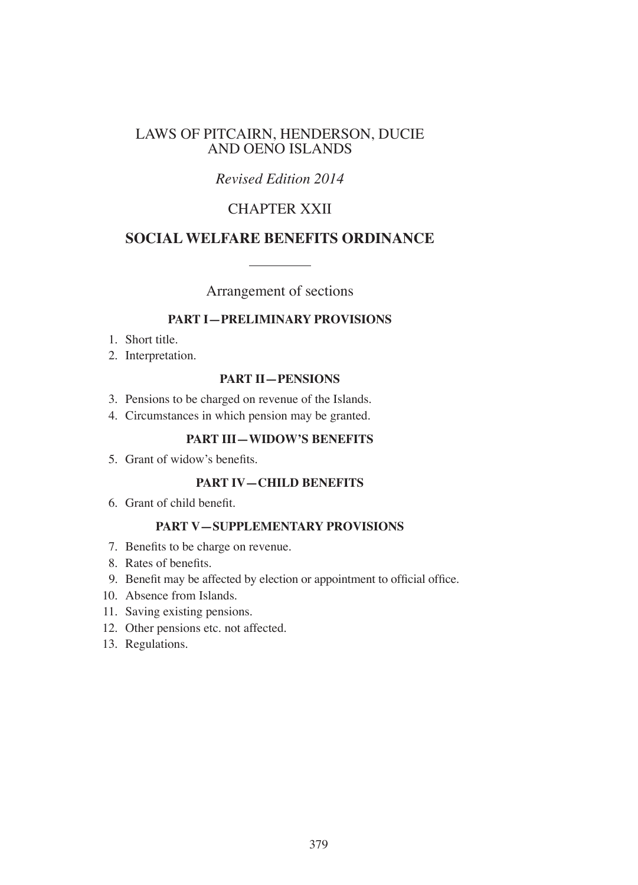# LAWS OF PITCAIRN, HENDERSON, DUCIE AND OENO ISLANDS

*Revised Edition 2014*

## CHAPTER XXII

## SOCIAL WELFARE BENEFITS ORDINANCE

Arrangement of sections

### PART I—PRELIMINARY PROVISIONS

1. Short title.
2. Interpretation.

### PART II—PENSIONS

3. Pensions to be charged on revenue of the Islands.
4. Circumstances in which pension may be granted.

### PART III—WIDOW'S BENEFITS

5. Grant of widow's benefits.

### PART IV—CHILD BENEFITS

6. Grant of child benefit.

### PART V—SUPPLEMENTARY PROVISIONS

7. Benefits to be charge on revenue.
8. Rates of benefits.
9. Benefit may be affected by election or appointment to official office.
10. Absence from Islands.
11. Saving existing pensions.
12. Other pensions etc. not affected.
13. Regulations.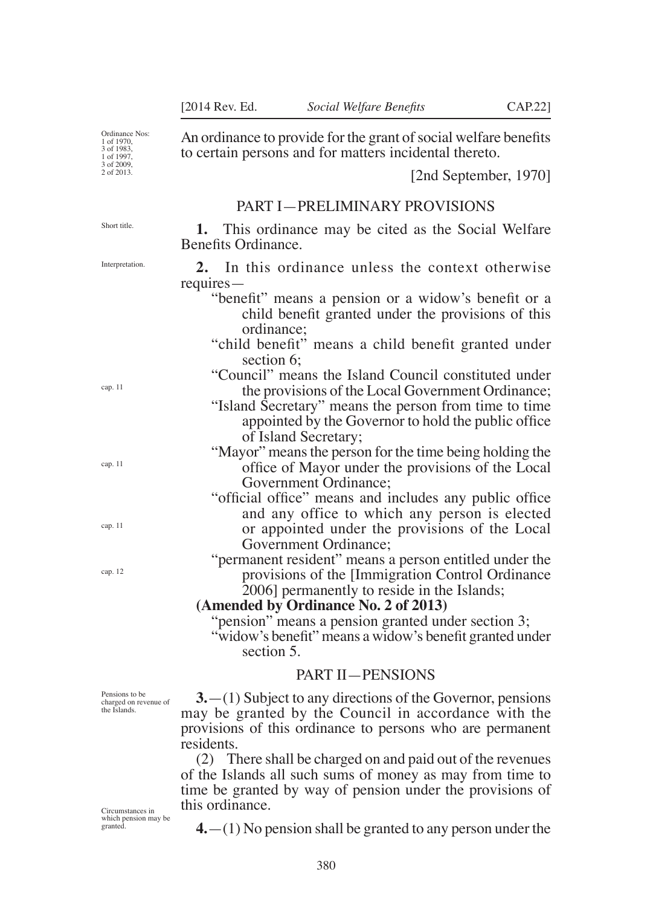Ordinance Nos: 1 of 1970, 3 of 1983, 1 of 1997, 3 of 2009, 2 of 2013.

An ordinance to provide for the grant of social welfare benefits to certain persons and for matters incidental thereto.

[2nd September, 1970]

## PART I—PRELIMINARY PROVISIONS

Short title.

**1.** This ordinance may be cited as the Social Welfare Benefits Ordinance.

Interpretation.

**2.** In this ordinance unless the context otherwise requires—

"benefit" means a pension or a widow's benefit or a child benefit granted under the provisions of this ordinance;

"child benefit" means a child benefit granted under section 6;

"Council" means the Island Council constituted under the provisions of the Local Government Ordinance; (cap. 11)

"Island Secretary" means the person from time to time appointed by the Governor to hold the public office of Island Secretary;

"Mayor" means the person for the time being holding the office of Mayor under the provisions of the Local Government Ordinance; (cap. 11)

"official office" means and includes any public office and any office to which any person is elected or appointed under the provisions of the Local Government Ordinance; (cap. 11)

"permanent resident" means a person entitled under the provisions of the [Immigration Control Ordinance 2006] permanently to reside in the Islands; (cap. 12)

**(Amended by Ordinance No. 2 of 2013)**

"pension" means a pension granted under section 3;

"widow's benefit" means a widow's benefit granted under section 5.

## PART II—PENSIONS

Pensions to be charged on revenue of the Islands.

**3.**—(1) Subject to any directions of the Governor, pensions may be granted by the Council in accordance with the provisions of this ordinance to persons who are permanent residents.

(2) There shall be charged on and paid out of the revenues of the Islands all such sums of money as may from time to time be granted by way of pension under the provisions of this ordinance.

Circumstances in which pension may be granted.

**4.**—(1) No pension shall be granted to any person under the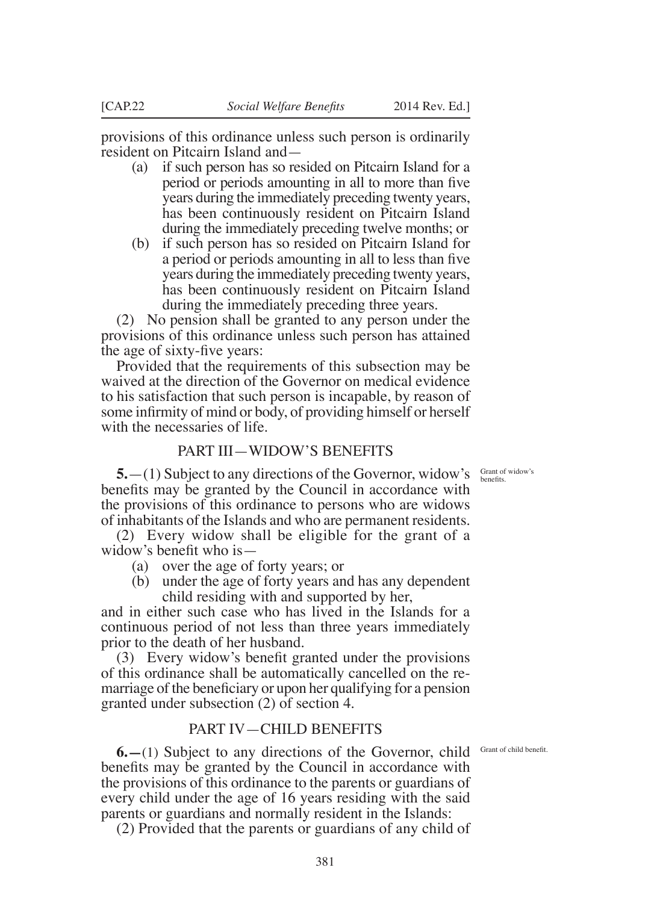provisions of this ordinance unless such person is ordinarily resident on Pitcairn Island and—

(a) if such person has so resided on Pitcairn Island for a period or periods amounting in all to more than five years during the immediately preceding twenty years, has been continuously resident on Pitcairn Island during the immediately preceding twelve months; or

(b) if such person has so resided on Pitcairn Island for a period or periods amounting in all to less than five years during the immediately preceding twenty years, has been continuously resident on Pitcairn Island during the immediately preceding three years.

(2) No pension shall be granted to any person under the provisions of this ordinance unless such person has attained the age of sixty-five years:

Provided that the requirements of this subsection may be waived at the direction of the Governor on medical evidence to his satisfaction that such person is incapable, by reason of some infirmity of mind or body, of providing himself or herself with the necessaries of life.

## PART III—WIDOW'S BENEFITS

Grant of widow's benefits.

**5.**—(1) Subject to any directions of the Governor, widow's benefits may be granted by the Council in accordance with the provisions of this ordinance to persons who are widows of inhabitants of the Islands and who are permanent residents.

(2) Every widow shall be eligible for the grant of a widow's benefit who is—

(a) over the age of forty years; or

(b) under the age of forty years and has any dependent child residing with and supported by her,

and in either such case who has lived in the Islands for a continuous period of not less than three years immediately prior to the death of her husband.

(3) Every widow's benefit granted under the provisions of this ordinance shall be automatically cancelled on the re-marriage of the beneficiary or upon her qualifying for a pension granted under subsection (2) of section 4.

## PART IV—CHILD BENEFITS

Grant of child benefit.

**6.—**(1) Subject to any directions of the Governor, child benefits may be granted by the Council in accordance with the provisions of this ordinance to the parents or guardians of every child under the age of 16 years residing with the said parents or guardians and normally resident in the Islands:

(2) Provided that the parents or guardians of any child of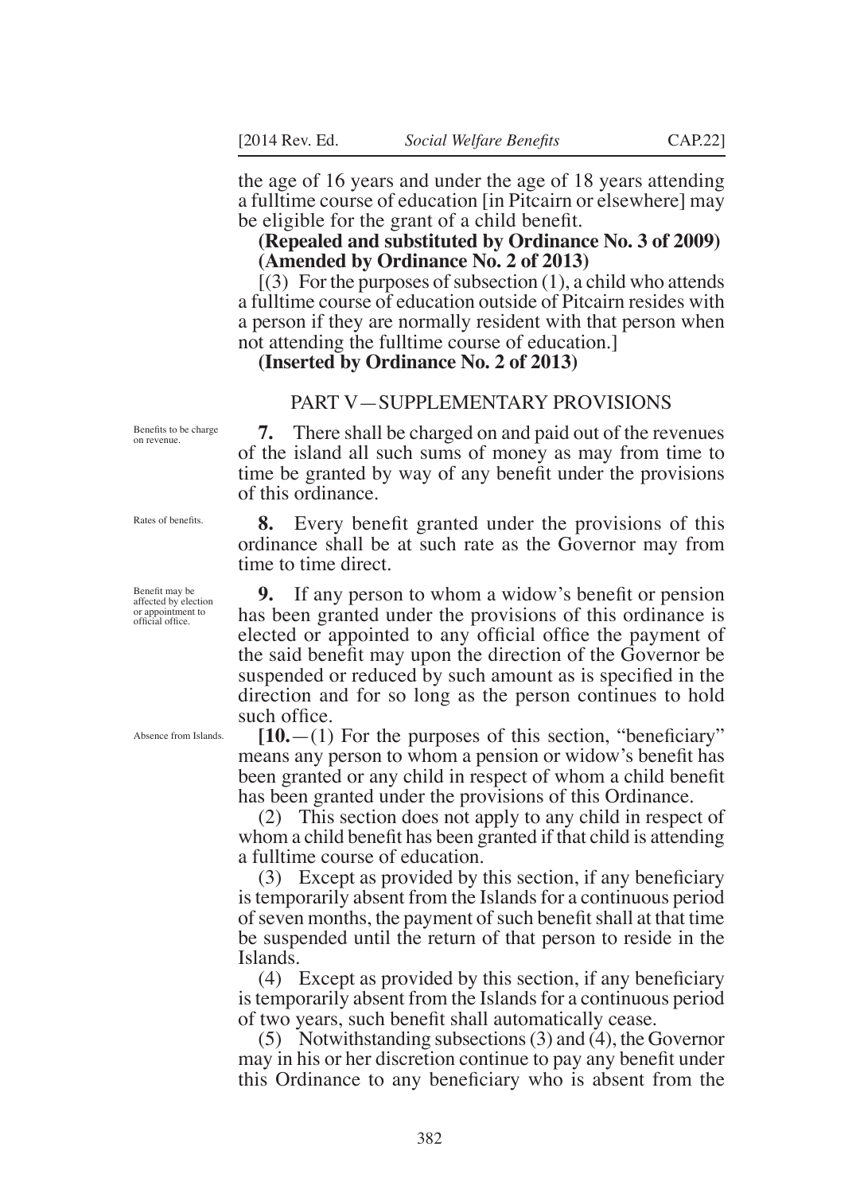the age of 16 years and under the age of 18 years attending a fulltime course of education [in Pitcairn or elsewhere] may be eligible for the grant of a child benefit.

**(Repealed and substituted by Ordinance No. 3 of 2009)**
**(Amended by Ordinance No. 2 of 2013)**

[(3) For the purposes of subsection (1), a child who attends a fulltime course of education outside of Pitcairn resides with a person if they are normally resident with that person when not attending the fulltime course of education.]

**(Inserted by Ordinance No. 2 of 2013)**

## PART V—SUPPLEMENTARY PROVISIONS

*Benefits to be charge on revenue.*

**7.** There shall be charged on and paid out of the revenues of the island all such sums of money as may from time to time be granted by way of any benefit under the provisions of this ordinance.

*Rates of benefits.*

**8.** Every benefit granted under the provisions of this ordinance shall be at such rate as the Governor may from time to time direct.

*Benefit may be affected by election or appointment to official office.*

**9.** If any person to whom a widow's benefit or pension has been granted under the provisions of this ordinance is elected or appointed to any official office the payment of the said benefit may upon the direction of the Governor be suspended or reduced by such amount as is specified in the direction and for so long as the person continues to hold such office.

*Absence from Islands.*

**[10.**—(1) For the purposes of this section, "beneficiary" means any person to whom a pension or widow's benefit has been granted or any child in respect of whom a child benefit has been granted under the provisions of this Ordinance.

(2) This section does not apply to any child in respect of whom a child benefit has been granted if that child is attending a fulltime course of education.

(3) Except as provided by this section, if any beneficiary is temporarily absent from the Islands for a continuous period of seven months, the payment of such benefit shall at that time be suspended until the return of that person to reside in the Islands.

(4) Except as provided by this section, if any beneficiary is temporarily absent from the Islands for a continuous period of two years, such benefit shall automatically cease.

(5) Notwithstanding subsections (3) and (4), the Governor may in his or her discretion continue to pay any benefit under this Ordinance to any beneficiary who is absent from the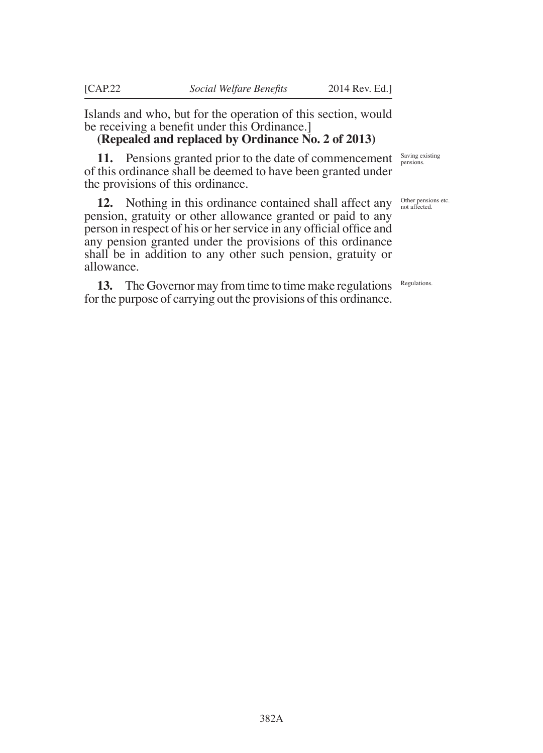Islands and who, but for the operation of this section, would be receiving a benefit under this Ordinance.]

**(Repealed and replaced by Ordinance No. 2 of 2013)**

Saving existing pensions.

**11.** Pensions granted prior to the date of commencement of this ordinance shall be deemed to have been granted under the provisions of this ordinance.

Other pensions etc. not affected.

**12.** Nothing in this ordinance contained shall affect any pension, gratuity or other allowance granted or paid to any person in respect of his or her service in any official office and any pension granted under the provisions of this ordinance shall be in addition to any other such pension, gratuity or allowance.

Regulations.

**13.** The Governor may from time to time make regulations for the purpose of carrying out the provisions of this ordinance.